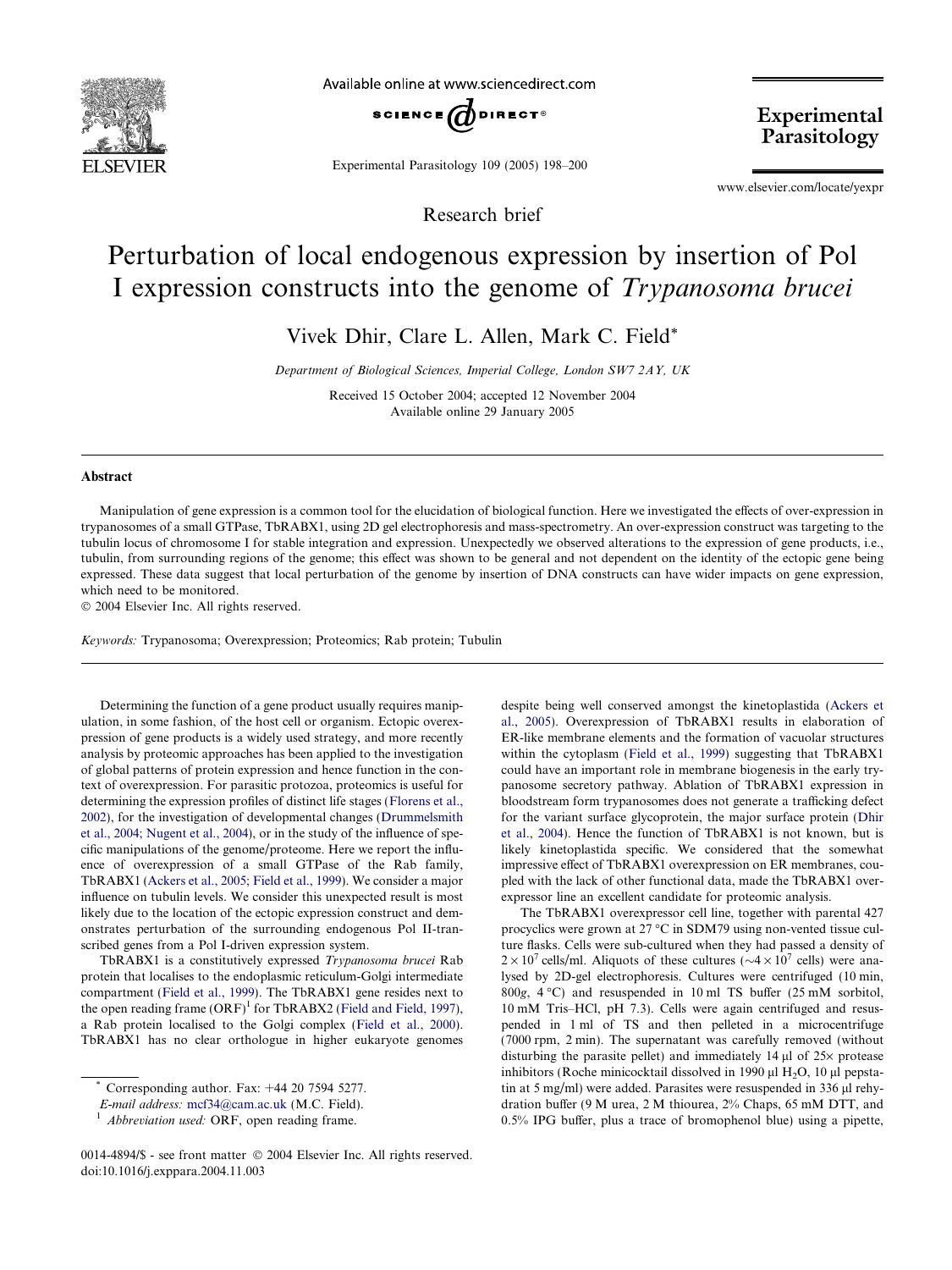Research brief

# Perturbation of local endogenous expression by insertion of Pol I expression constructs into the genome of *Trypanosoma brucei*

Vivek Dhir, Clare L. Allen, Mark C. Field*

*Department of Biological Sciences, Imperial College, London SW7 2AY, UK*

Received 15 October 2004; accepted 12 November 2004
Available online 29 January 2005

## Abstract

Manipulation of gene expression is a common tool for the elucidation of biological function. Here we investigated the effects of over-expression in trypanosomes of a small GTPase, TbRABX1, using 2D gel electrophoresis and mass-spectrometry. An over-expression construct was targeting to the tubulin locus of chromosome I for stable integration and expression. Unexpectedly we observed alterations to the expression of gene products, i.e., tubulin, from surrounding regions of the genome; this effect was shown to be general and not dependent on the identity of the ectopic gene being expressed. These data suggest that local perturbation of the genome by insertion of DNA constructs can have wider impacts on gene expression, which need to be monitored.

© 2004 Elsevier Inc. All rights reserved.

*Keywords:* Trypanosoma; Overexpression; Proteomics; Rab protein; Tubulin

Determining the function of a gene product usually requires manipulation, in some fashion, of the host cell or organism. Ectopic overexpression of gene products is a widely used strategy, and more recently analysis by proteomic approaches has been applied to the investigation of global patterns of protein expression and hence function in the context of overexpression. For parasitic protozoa, proteomics is useful for determining the expression profiles of distinct life stages (Florens et al., 2002), for the investigation of developmental changes (Drummelsmith et al., 2004; Nugent et al., 2004), or in the study of the influence of specific manipulations of the genome/proteome. Here we report the influence of overexpression of a small GTPase of the Rab family, TbRABX1 (Ackers et al., 2005; Field et al., 1999). We consider a major influence on tubulin levels. We consider this unexpected result is most likely due to the location of the ectopic expression construct and demonstrates perturbation of the surrounding endogenous Pol II-transcribed genes from a Pol I-driven expression system.

TbRABX1 is a constitutively expressed *Trypanosoma brucei* Rab protein that localises to the endoplasmic reticulum-Golgi intermediate compartment (Field et al., 1999). The TbRABX1 gene resides next to the open reading frame (ORF)[1] for TbRABX2 (Field and Field, 1997), a Rab protein localised to the Golgi complex (Field et al., 2000). TbRABX1 has no clear orthologue in higher eukaryote genomes despite being well conserved amongst the kinetoplastida (Ackers et al., 2005). Overexpression of TbRABX1 results in elaboration of ER-like membrane elements and the formation of vacuolar structures within the cytoplasm (Field et al., 1999) suggesting that TbRABX1 could have an important role in membrane biogenesis in the early trypanosome secretory pathway. Ablation of TbRABX1 expression in bloodstream form trypanosomes does not generate a trafficking defect for the variant surface glycoprotein, the major surface protein (Dhir et al., 2004). Hence the function of TbRABX1 is not known, but is likely kinetoplastida specific. We considered that the somewhat impressive effect of TbRABX1 overexpression on ER membranes, coupled with the lack of other functional data, made the TbRABX1 overexpressor line an excellent candidate for proteomic analysis.

The TbRABX1 overexpressor cell line, together with parental 427 procyclics were grown at 27 °C in SDM79 using non-vented tissue culture flasks. Cells were sub-cultured when they had passed a density of $2 \times 10^7$ cells/ml. Aliquots of these cultures (~$4 \times 10^7$ cells) were analysed by 2D-gel electrophoresis. Cultures were centrifuged (10 min, 800*g*, 4 °C) and resuspended in 10 ml TS buffer (25 mM sorbitol, 10 mM Tris–HCl, pH 7.3). Cells were again centrifuged and resuspended in 1 ml of TS and then pelleted in a microcentrifuge (7000 rpm, 2 min). The supernatant was carefully removed (without disturbing the parasite pellet) and immediately 14 μl of 25× protease inhibitors (Roche minicocktail dissolved in 1990 μl $H_2O$, 10 μl pepstatin at 5 mg/ml) were added. Parasites were resuspended in 336 μl rehydration buffer (9 M urea, 2 M thiourea, 2% Chaps, 65 mM DTT, and 0.5% IPG buffer, plus a trace of bromophenol blue) using a pipette,

\* Corresponding author. Fax: +44 20 7594 5277.
*E-mail address:* mcf34@cam.ac.uk (M.C. Field).
[1] *Abbreviation used:* ORF, open reading frame.

0014-4894/$ - see front matter © 2004 Elsevier Inc. All rights reserved.
doi:10.1016/j.exppara.2004.11.003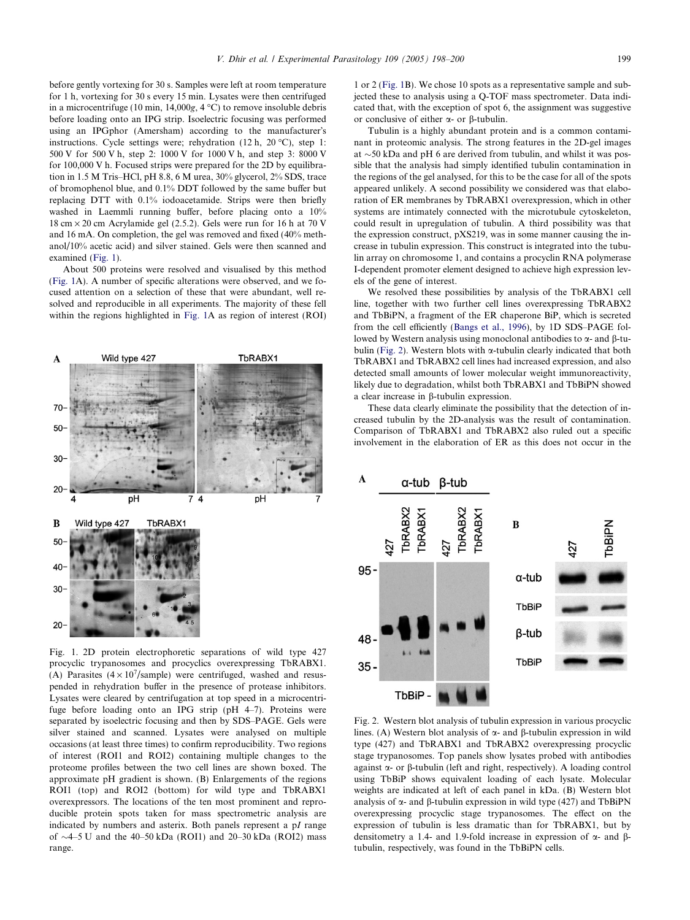before gently vortexing for 30 s. Samples were left at room temperature for 1 h, vortexing for 30 s every 15 min. Lysates were then centrifuged in a microcentrifuge (10 min, 14,000$g$, 4 °C) to remove insoluble debris before loading onto an IPG strip. Isoelectric focusing was performed using an IPGphor (Amersham) according to the manufacturer's instructions. Cycle settings were; rehydration (12 h, 20 °C), step 1: 500 V for 500 V h, step 2: 1000 V for 1000 V h, and step 3: 8000 V for 100,000 V h. Focused strips were prepared for the 2D by equilibration in 1.5 M Tris–HCl, pH 8.8, 6 M urea, 30% glycerol, 2% SDS, trace of bromophenol blue, and 0.1% DDT followed by the same buffer but replacing DTT with 0.1% iodoacetamide. Strips were then briefly washed in Laemmli running buffer, before placing onto a 10% 18 cm × 20 cm Acrylamide gel (2.5.2). Gels were run for 16 h at 70 V and 16 mA. On completion, the gel was removed and fixed (40% methanol/10% acetic acid) and silver stained. Gels were then scanned and examined (Fig. 1).

About 500 proteins were resolved and visualised by this method (Fig. 1A). A number of specific alterations were observed, and we focused attention on a selection of these that were abundant, well resolved and reproducible in all experiments. The majority of these fell within the regions highlighted in Fig. 1A as region of interest (ROI) 1 or 2 (Fig. 1B). We chose 10 spots as a representative sample and subjected these to analysis using a Q-TOF mass spectrometer. Data indicated that, with the exception of spot 6, the assignment was suggestive or conclusive of either α- or β-tubulin.

Fig. 1. 2D protein electrophoretic separations of wild type 427 procyclic trypanosomes and procyclics overexpressing TbRABX1. (A) Parasites ($4 \times 10^7$/sample) were centrifuged, washed and resuspended in rehydration buffer in the presence of protease inhibitors. Lysates were cleared by centrifugation at top speed in a microcentrifuge before loading onto an IPG strip (pH 4–7). Proteins were separated by isoelectric focusing and then by SDS–PAGE. Gels were silver stained and scanned. Lysates were analysed on multiple occasions (at least three times) to confirm reproducibility. Two regions of interest (ROI1 and ROI2) containing multiple changes to the proteome profiles between the two cell lines are shown boxed. The approximate pH gradient is shown. (B) Enlargements of the regions ROI1 (top) and ROI2 (bottom) for wild type and TbRABX1 overexpressors. The locations of the ten most prominent and reproducible protein spots taken for mass spectrometric analysis are indicated by numbers and asterix. Both panels represent a p$I$ range of ~4–5 U and the 40–50 kDa (ROI1) and 20–30 kDa (ROI2) mass range.

Tubulin is a highly abundant protein and is a common contaminant in proteomic analysis. The strong features in the 2D-gel images at ~50 kDa and pH 6 are derived from tubulin, and whilst it was possible that the analysis had simply identified tubulin contamination in the regions of the gel analysed, for this to be the case for all of the spots appeared unlikely. A second possibility we considered was that elaboration of ER membranes by TbRABX1 overexpression, which in other systems are intimately connected with the microtubule cytoskeleton, could result in upregulation of tubulin. A third possibility was that the expression construct, pXS219, was in some manner causing the increase in tubulin expression. This construct is integrated into the tubulin array on chromosome 1, and contains a procyclin RNA polymerase I-dependent promoter element designed to achieve high expression levels of the gene of interest.

We resolved these possibilities by analysis of the TbRABX1 cell line, together with two further cell lines overexpressing TbRABX2 and TbBiPN, a fragment of the ER chaperone BiP, which is secreted from the cell efficiently (Bangs et al., 1996), by 1D SDS–PAGE followed by Western analysis using monoclonal antibodies to α- and β-tubulin (Fig. 2). Western blots with α-tubulin clearly indicated that both TbRABX1 and TbRABX2 cell lines had increased expression, and also detected small amounts of lower molecular weight immunoreactivity, likely due to degradation, whilst both TbRABX1 and TbBiPN showed a clear increase in β-tubulin expression.

These data clearly eliminate the possibility that the detection of increased tubulin by the 2D-analysis was the result of contamination. Comparison of TbRABX1 and TbRABX2 also ruled out a specific involvement in the elaboration of ER as this does not occur in the

Fig. 2. Western blot analysis of tubulin expression in various procyclic lines. (A) Western blot analysis of α- and β-tubulin expression in wild type (427) and TbRABX1 and TbRABX2 overexpressing procyclic stage trypanosomes. Top panels show lysates probed with antibodies against α- or β-tubulin (left and right, respectively). A loading control using TbBiP shows equivalent loading of each lysate. Molecular weights are indicated at left of each panel in kDa. (B) Western blot analysis of α- and β-tubulin expression in wild type (427) and TbBiPN overexpressing procyclic stage trypanosomes. The effect on the expression of tubulin is less dramatic than for TbRABX1, but by densitometry a 1.4- and 1.9-fold increase in expression of α- and β-tubulin, respectively, was found in the TbBiPN cells.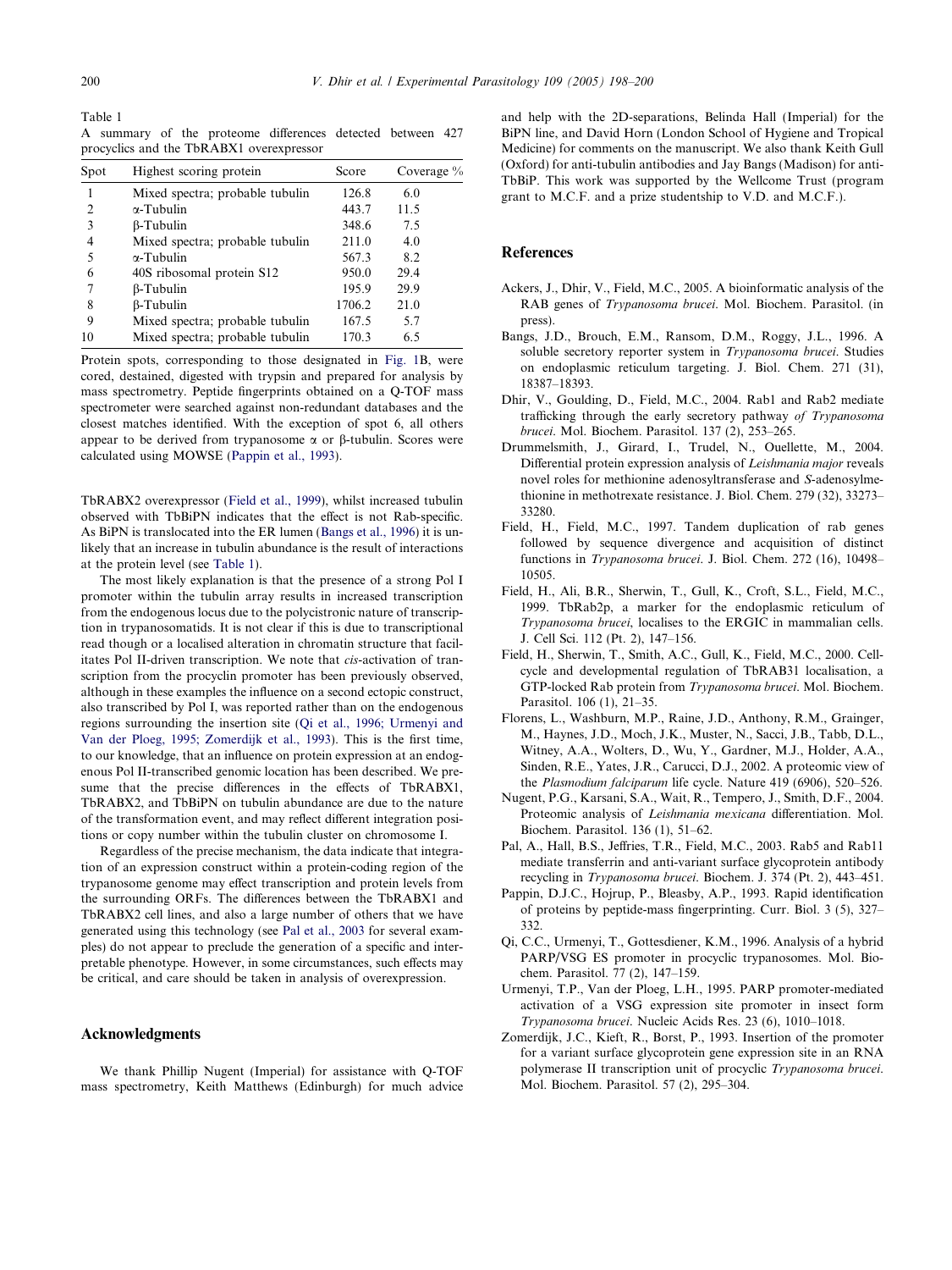Table 1
A summary of the proteome differences detected between 427 procyclics and the TbRABX1 overexpressor

| Spot | Highest scoring protein | Score | Coverage % |
|---|---|---|---|
| 1 | Mixed spectra; probable tubulin | 126.8 | 6.0 |
| 2 | α-Tubulin | 443.7 | 11.5 |
| 3 | β-Tubulin | 348.6 | 7.5 |
| 4 | Mixed spectra; probable tubulin | 211.0 | 4.0 |
| 5 | α-Tubulin | 567.3 | 8.2 |
| 6 | 40S ribosomal protein S12 | 950.0 | 29.4 |
| 7 | β-Tubulin | 195.9 | 29.9 |
| 8 | β-Tubulin | 1706.2 | 21.0 |
| 9 | Mixed spectra; probable tubulin | 167.5 | 5.7 |
| 10 | Mixed spectra; probable tubulin | 170.3 | 6.5 |

Protein spots, corresponding to those designated in Fig. 1B, were cored, destained, digested with trypsin and prepared for analysis by mass spectrometry. Peptide fingerprints obtained on a Q-TOF mass spectrometer were searched against non-redundant databases and the closest matches identified. With the exception of spot 6, all others appear to be derived from trypanosome α or β-tubulin. Scores were calculated using MOWSE (Pappin et al., 1993).

TbRABX2 overexpressor (Field et al., 1999), whilst increased tubulin observed with TbBiPN indicates that the effect is not Rab-specific. As BiPN is translocated into the ER lumen (Bangs et al., 1996) it is unlikely that an increase in tubulin abundance is the result of interactions at the protein level (see Table 1).

The most likely explanation is that the presence of a strong Pol I promoter within the tubulin array results in increased transcription from the endogenous locus due to the polycistronic nature of transcription in trypanosomatids. It is not clear if this is due to transcriptional read though or a localised alteration in chromatin structure that facilitates Pol II-driven transcription. We note that *cis*-activation of transcription from the procyclin promoter has been previously observed, although in these examples the influence on a second ectopic construct, also transcribed by Pol I, was reported rather than on the endogenous regions surrounding the insertion site (Qi et al., 1996; Urmenyi and Van der Ploeg, 1995; Zomerdijk et al., 1993). This is the first time, to our knowledge, that an influence on protein expression at an endogenous Pol II-transcribed genomic location has been described. We presume that the precise differences in the effects of TbRABX1, TbRABX2, and TbBiPN on tubulin abundance are due to the nature of the transformation event, and may reflect different integration positions or copy number within the tubulin cluster on chromosome I.

Regardless of the precise mechanism, the data indicate that integration of an expression construct within a protein-coding region of the trypanosome genome may effect transcription and protein levels from the surrounding ORFs. The differences between the TbRABX1 and TbRABX2 cell lines, and also a large number of others that we have generated using this technology (see Pal et al., 2003 for several examples) do not appear to preclude the generation of a specific and interpretable phenotype. However, in some circumstances, such effects may be critical, and care should be taken in analysis of overexpression.

## Acknowledgments

We thank Phillip Nugent (Imperial) for assistance with Q-TOF mass spectrometry, Keith Matthews (Edinburgh) for much advice and help with the 2D-separations, Belinda Hall (Imperial) for the BiPN line, and David Horn (London School of Hygiene and Tropical Medicine) for comments on the manuscript. We also thank Keith Gull (Oxford) for anti-tubulin antibodies and Jay Bangs (Madison) for anti-TbBiP. This work was supported by the Wellcome Trust (program grant to M.C.F. and a prize studentship to V.D. and M.C.F.).

## References

Ackers, J., Dhir, V., Field, M.C., 2005. A bioinformatic analysis of the RAB genes of *Trypanosoma brucei*. Mol. Biochem. Parasitol. (in press).

Bangs, J.D., Brouch, E.M., Ransom, D.M., Roggy, J.L., 1996. A soluble secretory reporter system in *Trypanosoma brucei*. Studies on endoplasmic reticulum targeting. J. Biol. Chem. 271 (31), 18387–18393.

Dhir, V., Goulding, D., Field, M.C., 2004. Rab1 and Rab2 mediate trafficking through the early secretory pathway *of Trypanosoma brucei*. Mol. Biochem. Parasitol. 137 (2), 253–265.

Drummelsmith, J., Girard, I., Trudel, N., Ouellette, M., 2004. Differential protein expression analysis of *Leishmania major* reveals novel roles for methionine adenosyltransferase and *S*-adenosylmethionine in methotrexate resistance. J. Biol. Chem. 279 (32), 33273–33280.

Field, H., Field, M.C., 1997. Tandem duplication of rab genes followed by sequence divergence and acquisition of distinct functions in *Trypanosoma brucei*. J. Biol. Chem. 272 (16), 10498–10505.

Field, H., Ali, B.R., Sherwin, T., Gull, K., Croft, S.L., Field, M.C., 1999. TbRab2p, a marker for the endoplasmic reticulum of *Trypanosoma brucei*, localises to the ERGIC in mammalian cells. J. Cell Sci. 112 (Pt. 2), 147–156.

Field, H., Sherwin, T., Smith, A.C., Gull, K., Field, M.C., 2000. Cell-cycle and developmental regulation of TbRAB31 localisation, a GTP-locked Rab protein from *Trypanosoma brucei*. Mol. Biochem. Parasitol. 106 (1), 21–35.

Florens, L., Washburn, M.P., Raine, J.D., Anthony, R.M., Grainger, M., Haynes, J.D., Moch, J.K., Muster, N., Sacci, J.B., Tabb, D.L., Witney, A.A., Wolters, D., Wu, Y., Gardner, M.J., Holder, A.A., Sinden, R.E., Yates, J.R., Carucci, D.J., 2002. A proteomic view of the *Plasmodium falciparum* life cycle. Nature 419 (6906), 520–526.

Nugent, P.G., Karsani, S.A., Wait, R., Tempero, J., Smith, D.F., 2004. Proteomic analysis of *Leishmania mexicana* differentiation. Mol. Biochem. Parasitol. 136 (1), 51–62.

Pal, A., Hall, B.S., Jeffries, T.R., Field, M.C., 2003. Rab5 and Rab11 mediate transferrin and anti-variant surface glycoprotein antibody recycling in *Trypanosoma brucei*. Biochem. J. 374 (Pt. 2), 443–451.

Pappin, D.J.C., Hojrup, P., Bleasby, A.P., 1993. Rapid identification of proteins by peptide-mass fingerprinting. Curr. Biol. 3 (5), 327–332.

Qi, C.C., Urmenyi, T., Gottesdiener, K.M., 1996. Analysis of a hybrid PARP/VSG ES promoter in procyclic trypanosomes. Mol. Biochem. Parasitol. 77 (2), 147–159.

Urmenyi, T.P., Van der Ploeg, L.H., 1995. PARP promoter-mediated activation of a VSG expression site promoter in insect form *Trypanosoma brucei*. Nucleic Acids Res. 23 (6), 1010–1018.

Zomerdijk, J.C., Kieft, R., Borst, P., 1993. Insertion of the promoter for a variant surface glycoprotein gene expression site in an RNA polymerase II transcription unit of procyclic *Trypanosoma brucei*. Mol. Biochem. Parasitol. 57 (2), 295–304.